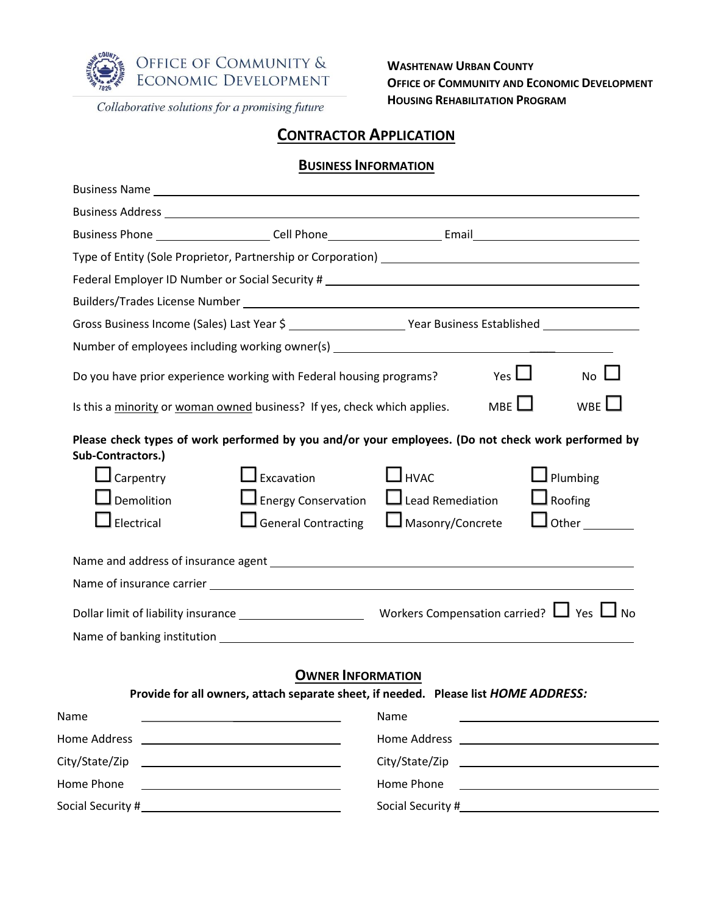OFFICE OF COMMUNITY & ECONOMIC DEVELOPMENT

*Collaborative solutions for a promising future*

**WASHTENAW URBAN COUNTY**
**OFFICE OF COMMUNITY AND ECONOMIC DEVELOPMENT**
**HOUSING REHABILITATION PROGRAM**

# CONTRACTOR APPLICATION

## BUSINESS INFORMATION

Business Name ______________________________

Business Address ______________________________

Business Phone ______________ Cell Phone ______________ Email ______________

Type of Entity (Sole Proprietor, Partnership or Corporation) ______________________________

Federal Employer ID Number or Social Security # ______________________________

Builders/Trades License Number ______________________________

Gross Business Income (Sales) Last Year $ ______________ Year Business Established ______________

Number of employees including working owner(s) ______________________________

Do you have prior experience working with Federal housing programs? Yes ☐ No ☐

Is this a minority or woman owned business? If yes, check which applies. MBE ☐ WBE ☐

**Please check types of work performed by you and/or your employees. (Do not check work performed by Sub-Contractors.)**

| | | | |
|---|---|---|---|
| ☐ Carpentry | ☐ Excavation | ☐ HVAC | ☐ Plumbing |
| ☐ Demolition | ☐ Energy Conservation | ☐ Lead Remediation | ☐ Roofing |
| ☐ Electrical | ☐ General Contracting | ☐ Masonry/Concrete | ☐ Other ________ |

Name and address of insurance agent ______________________________

Name of insurance carrier ______________________________

Dollar limit of liability insurance ______________ Workers Compensation carried? ☐ Yes ☐ No

Name of banking institution ______________________________

## OWNER INFORMATION

**Provide for all owners, attach separate sheet, if needed. Please list *HOME ADDRESS:***

| | |
|---|---|
| Name ______________ | Name ______________ |
| Home Address ______________ | Home Address ______________ |
| City/State/Zip ______________ | City/State/Zip ______________ |
| Home Phone ______________ | Home Phone ______________ |
| Social Security # ______________ | Social Security # ______________ |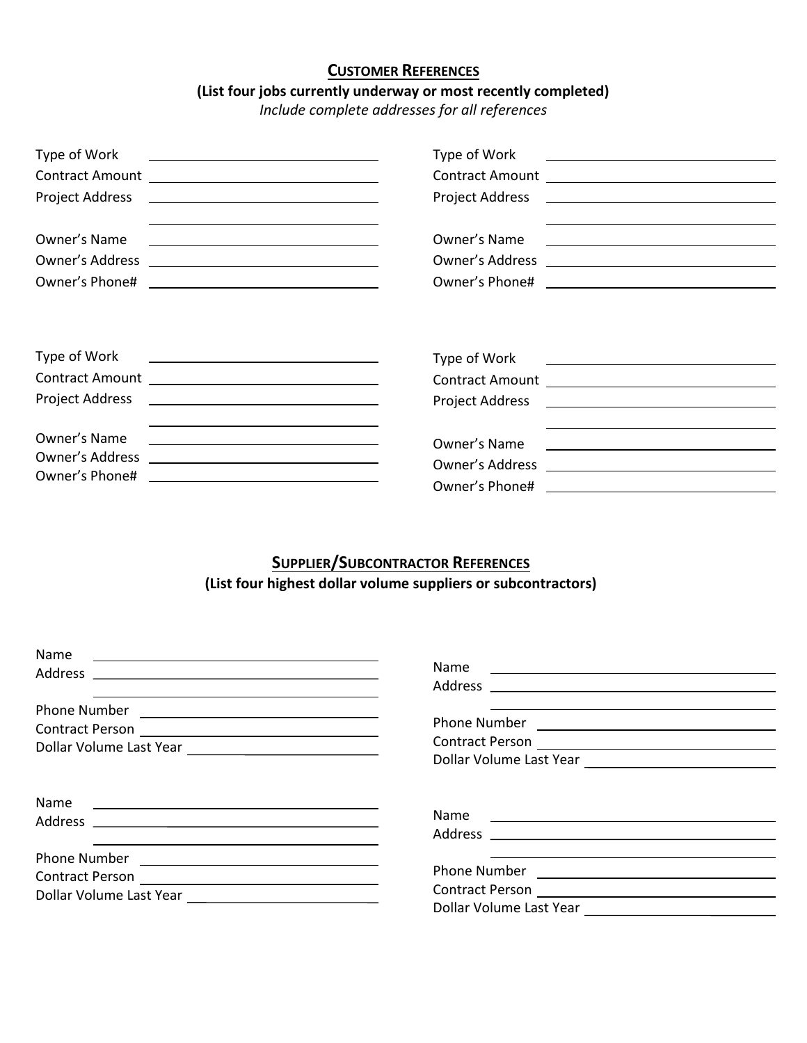## **CUSTOMER REFERENCES**

**(List four jobs currently underway or most recently completed)**

*Include complete addresses for all references*

Type of Work \_\_\_\_\_\_\_\_\_\_\_\_\_\_\_\_\_\_\_\_\_\_\_\_\_\_\_\_\_\_
Contract Amount \_\_\_\_\_\_\_\_\_\_\_\_\_\_\_\_\_\_\_\_\_\_\_\_\_\_\_\_\_\_
Project Address \_\_\_\_\_\_\_\_\_\_\_\_\_\_\_\_\_\_\_\_\_\_\_\_\_\_\_\_\_\_
\_\_\_\_\_\_\_\_\_\_\_\_\_\_\_\_\_\_\_\_\_\_\_\_\_\_\_\_\_\_
Owner's Name \_\_\_\_\_\_\_\_\_\_\_\_\_\_\_\_\_\_\_\_\_\_\_\_\_\_\_\_\_\_
Owner's Address \_\_\_\_\_\_\_\_\_\_\_\_\_\_\_\_\_\_\_\_\_\_\_\_\_\_\_\_\_\_
Owner's Phone# \_\_\_\_\_\_\_\_\_\_\_\_\_\_\_\_\_\_\_\_\_\_\_\_\_\_\_\_\_\_

Type of Work \_\_\_\_\_\_\_\_\_\_\_\_\_\_\_\_\_\_\_\_\_\_\_\_\_\_\_\_\_\_
Contract Amount \_\_\_\_\_\_\_\_\_\_\_\_\_\_\_\_\_\_\_\_\_\_\_\_\_\_\_\_\_\_
Project Address \_\_\_\_\_\_\_\_\_\_\_\_\_\_\_\_\_\_\_\_\_\_\_\_\_\_\_\_\_\_
\_\_\_\_\_\_\_\_\_\_\_\_\_\_\_\_\_\_\_\_\_\_\_\_\_\_\_\_\_\_
Owner's Name \_\_\_\_\_\_\_\_\_\_\_\_\_\_\_\_\_\_\_\_\_\_\_\_\_\_\_\_\_\_
Owner's Address \_\_\_\_\_\_\_\_\_\_\_\_\_\_\_\_\_\_\_\_\_\_\_\_\_\_\_\_\_\_
Owner's Phone# \_\_\_\_\_\_\_\_\_\_\_\_\_\_\_\_\_\_\_\_\_\_\_\_\_\_\_\_\_\_

Type of Work \_\_\_\_\_\_\_\_\_\_\_\_\_\_\_\_\_\_\_\_\_\_\_\_\_\_\_\_\_\_
Contract Amount \_\_\_\_\_\_\_\_\_\_\_\_\_\_\_\_\_\_\_\_\_\_\_\_\_\_\_\_\_\_
Project Address \_\_\_\_\_\_\_\_\_\_\_\_\_\_\_\_\_\_\_\_\_\_\_\_\_\_\_\_\_\_
\_\_\_\_\_\_\_\_\_\_\_\_\_\_\_\_\_\_\_\_\_\_\_\_\_\_\_\_\_\_
Owner's Name \_\_\_\_\_\_\_\_\_\_\_\_\_\_\_\_\_\_\_\_\_\_\_\_\_\_\_\_\_\_
Owner's Address \_\_\_\_\_\_\_\_\_\_\_\_\_\_\_\_\_\_\_\_\_\_\_\_\_\_\_\_\_\_
Owner's Phone# \_\_\_\_\_\_\_\_\_\_\_\_\_\_\_\_\_\_\_\_\_\_\_\_\_\_\_\_\_\_

Type of Work \_\_\_\_\_\_\_\_\_\_\_\_\_\_\_\_\_\_\_\_\_\_\_\_\_\_\_\_\_\_
Contract Amount \_\_\_\_\_\_\_\_\_\_\_\_\_\_\_\_\_\_\_\_\_\_\_\_\_\_\_\_\_\_
Project Address \_\_\_\_\_\_\_\_\_\_\_\_\_\_\_\_\_\_\_\_\_\_\_\_\_\_\_\_\_\_
\_\_\_\_\_\_\_\_\_\_\_\_\_\_\_\_\_\_\_\_\_\_\_\_\_\_\_\_\_\_
Owner's Name \_\_\_\_\_\_\_\_\_\_\_\_\_\_\_\_\_\_\_\_\_\_\_\_\_\_\_\_\_\_
Owner's Address \_\_\_\_\_\_\_\_\_\_\_\_\_\_\_\_\_\_\_\_\_\_\_\_\_\_\_\_\_\_
Owner's Phone# \_\_\_\_\_\_\_\_\_\_\_\_\_\_\_\_\_\_\_\_\_\_\_\_\_\_\_\_\_\_

## **SUPPLIER/SUBCONTRACTOR REFERENCES**

**(List four highest dollar volume suppliers or subcontractors)**

Name \_\_\_\_\_\_\_\_\_\_\_\_\_\_\_\_\_\_\_\_\_\_\_\_\_\_\_\_\_\_
Address \_\_\_\_\_\_\_\_\_\_\_\_\_\_\_\_\_\_\_\_\_\_\_\_\_\_\_\_\_\_
\_\_\_\_\_\_\_\_\_\_\_\_\_\_\_\_\_\_\_\_\_\_\_\_\_\_\_\_\_\_
Phone Number \_\_\_\_\_\_\_\_\_\_\_\_\_\_\_\_\_\_\_\_\_\_\_\_\_\_\_\_\_\_
Contract Person \_\_\_\_\_\_\_\_\_\_\_\_\_\_\_\_\_\_\_\_\_\_\_\_\_\_\_\_\_\_
Dollar Volume Last Year \_\_\_\_\_\_\_\_\_\_\_\_\_\_\_\_\_\_\_\_\_\_\_\_\_\_\_\_\_\_

Name \_\_\_\_\_\_\_\_\_\_\_\_\_\_\_\_\_\_\_\_\_\_\_\_\_\_\_\_\_\_
Address \_\_\_\_\_\_\_\_\_\_\_\_\_\_\_\_\_\_\_\_\_\_\_\_\_\_\_\_\_\_
\_\_\_\_\_\_\_\_\_\_\_\_\_\_\_\_\_\_\_\_\_\_\_\_\_\_\_\_\_\_
Phone Number \_\_\_\_\_\_\_\_\_\_\_\_\_\_\_\_\_\_\_\_\_\_\_\_\_\_\_\_\_\_
Contract Person \_\_\_\_\_\_\_\_\_\_\_\_\_\_\_\_\_\_\_\_\_\_\_\_\_\_\_\_\_\_
Dollar Volume Last Year \_\_\_\_\_\_\_\_\_\_\_\_\_\_\_\_\_\_\_\_\_\_\_\_\_\_\_\_\_\_

Name \_\_\_\_\_\_\_\_\_\_\_\_\_\_\_\_\_\_\_\_\_\_\_\_\_\_\_\_\_\_
Address \_\_\_\_\_\_\_\_\_\_\_\_\_\_\_\_\_\_\_\_\_\_\_\_\_\_\_\_\_\_
\_\_\_\_\_\_\_\_\_\_\_\_\_\_\_\_\_\_\_\_\_\_\_\_\_\_\_\_\_\_
Phone Number \_\_\_\_\_\_\_\_\_\_\_\_\_\_\_\_\_\_\_\_\_\_\_\_\_\_\_\_\_\_
Contract Person \_\_\_\_\_\_\_\_\_\_\_\_\_\_\_\_\_\_\_\_\_\_\_\_\_\_\_\_\_\_
Dollar Volume Last Year \_\_\_\_\_\_\_\_\_\_\_\_\_\_\_\_\_\_\_\_\_\_\_\_\_\_\_\_\_\_

Name \_\_\_\_\_\_\_\_\_\_\_\_\_\_\_\_\_\_\_\_\_\_\_\_\_\_\_\_\_\_
Address \_\_\_\_\_\_\_\_\_\_\_\_\_\_\_\_\_\_\_\_\_\_\_\_\_\_\_\_\_\_
\_\_\_\_\_\_\_\_\_\_\_\_\_\_\_\_\_\_\_\_\_\_\_\_\_\_\_\_\_\_
Phone Number \_\_\_\_\_\_\_\_\_\_\_\_\_\_\_\_\_\_\_\_\_\_\_\_\_\_\_\_\_\_
Contract Person \_\_\_\_\_\_\_\_\_\_\_\_\_\_\_\_\_\_\_\_\_\_\_\_\_\_\_\_\_\_
Dollar Volume Last Year \_\_\_\_\_\_\_\_\_\_\_\_\_\_\_\_\_\_\_\_\_\_\_\_\_\_\_\_\_\_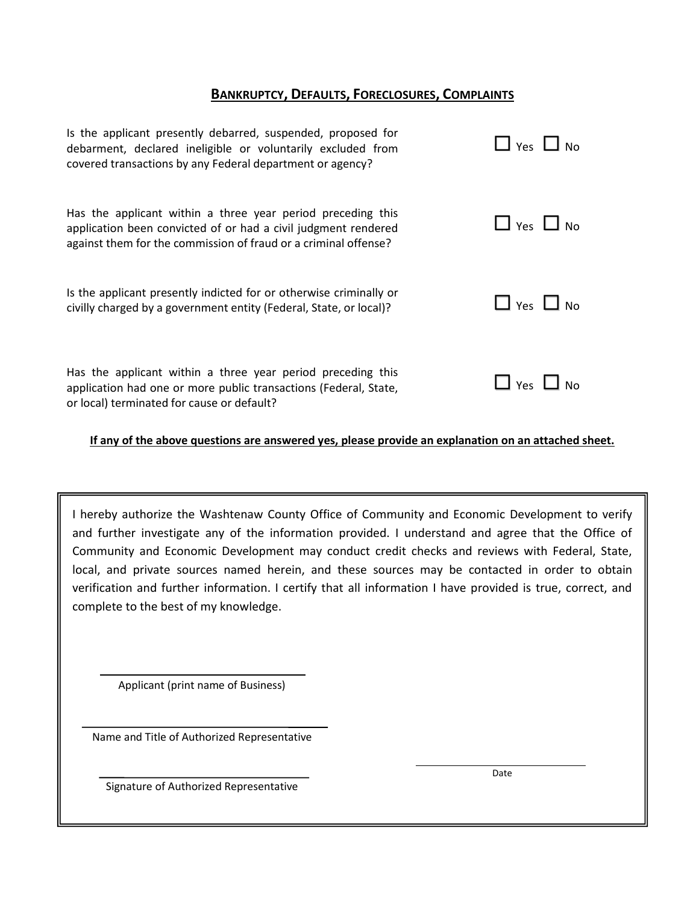## BANKRUPTCY, DEFAULTS, FORECLOSURES, COMPLAINTS

Is the applicant presently debarred, suspended, proposed for debarment, declared ineligible or voluntarily excluded from covered transactions by any Federal department or agency?

☐ Yes ☐ No

Has the applicant within a three year period preceding this application been convicted of or had a civil judgment rendered against them for the commission of fraud or a criminal offense?

☐ Yes ☐ No

Is the applicant presently indicted for or otherwise criminally or civilly charged by a government entity (Federal, State, or local)?

☐ Yes ☐ No

Has the applicant within a three year period preceding this application had one or more public transactions (Federal, State, or local) terminated for cause or default?

☐ Yes ☐ No

**If any of the above questions are answered yes, please provide an explanation on an attached sheet.**

I hereby authorize the Washtenaw County Office of Community and Economic Development to verify and further investigate any of the information provided. I understand and agree that the Office of Community and Economic Development may conduct credit checks and reviews with Federal, State, local, and private sources named herein, and these sources may be contacted in order to obtain verification and further information. I certify that all information I have provided is true, correct, and complete to the best of my knowledge.

\_\_\_\_\_\_\_\_\_\_\_\_\_\_\_\_\_\_\_\_\_\_\_\_\_\_\_\_\_\_
Applicant (print name of Business)

\_\_\_\_\_\_\_\_\_\_\_\_\_\_\_\_\_\_\_\_\_\_\_\_\_\_\_\_\_\_
Name and Title of Authorized Representative

\_\_\_\_\_\_\_\_\_\_\_\_\_\_\_\_\_\_\_\_\_\_\_\_\_\_\_\_\_\_
Signature of Authorized Representative

\_\_\_\_\_\_\_\_\_\_\_\_\_\_\_\_\_\_\_\_\_\_\_\_\_\_\_\_\_\_
Date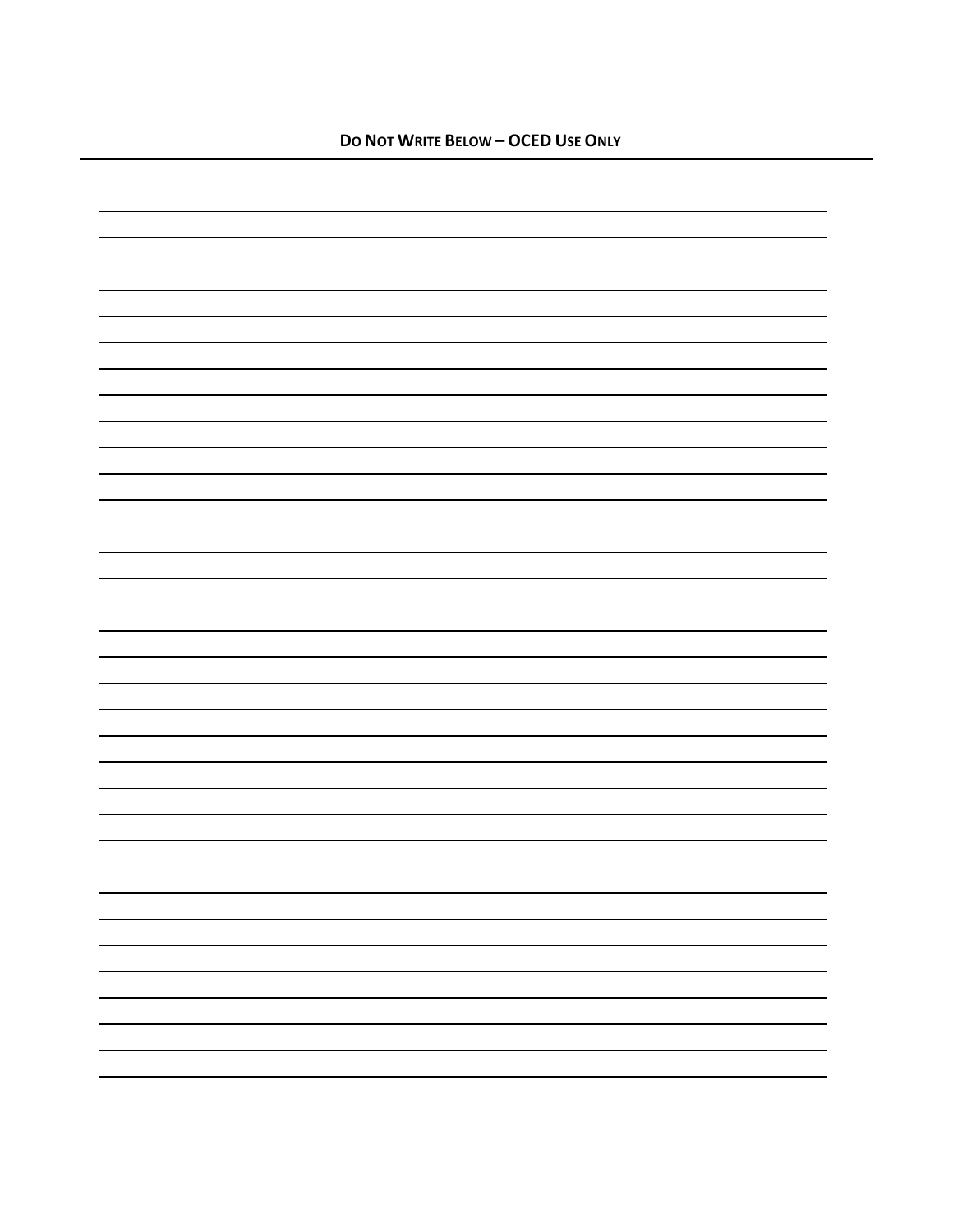**Do Not Write Below – OCED Use Only**

---